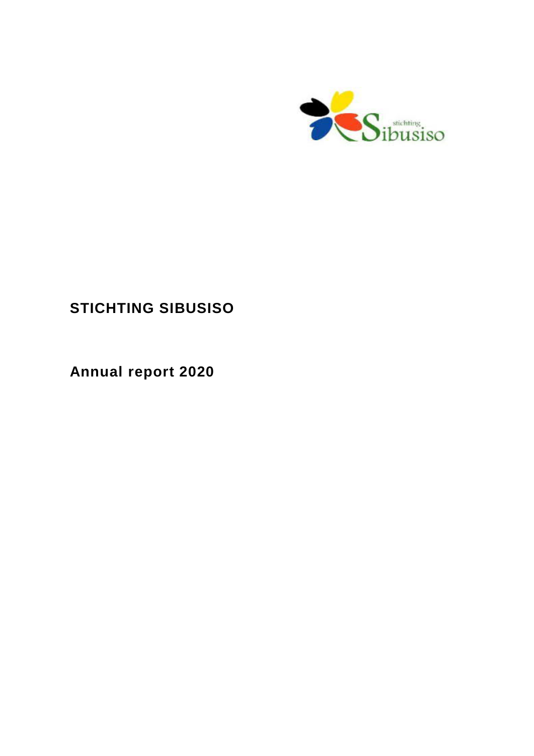# STICHTING SIBUSISO

## Annual report 2020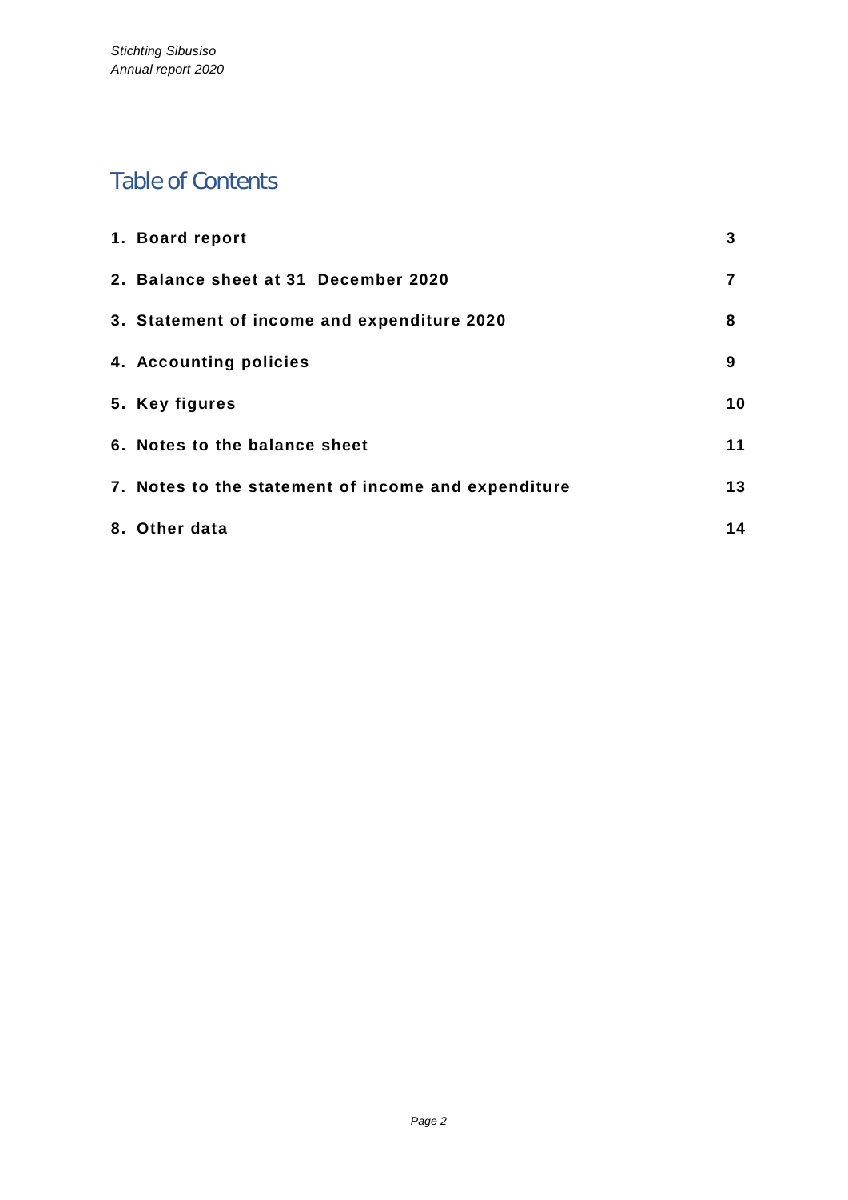# Table of Contents

| | |
|---|---|
| **1. Board report** | **3** |
| **2. Balance sheet at 31 December 2020** | **7** |
| **3. Statement of income and expenditure 2020** | **8** |
| **4. Accounting policies** | **9** |
| **5. Key figures** | **10** |
| **6. Notes to the balance sheet** | **11** |
| **7. Notes to the statement of income and expenditure** | **13** |
| **8. Other data** | **14** |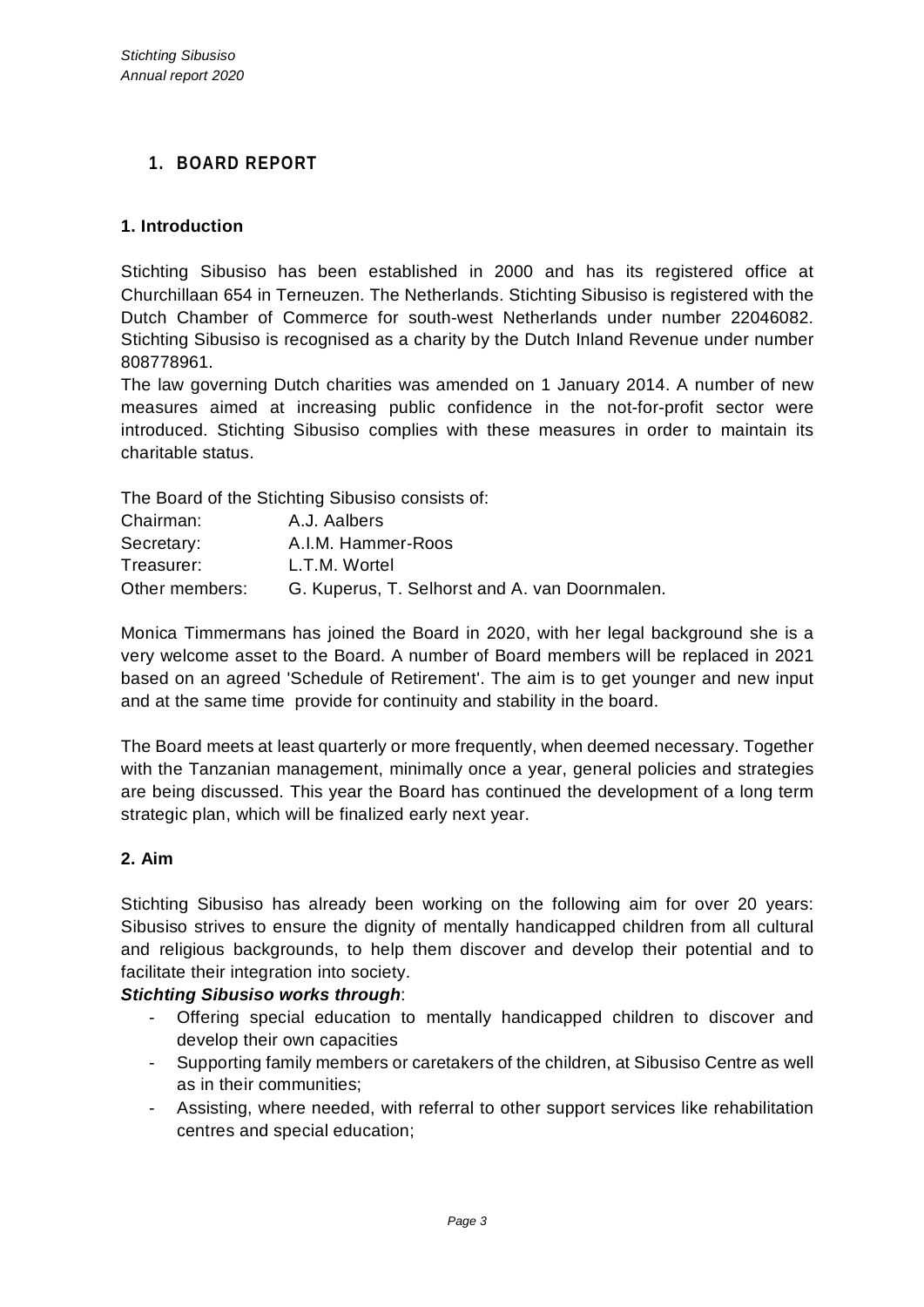# 1. BOARD REPORT

## 1. Introduction

Stichting Sibusiso has been established in 2000 and has its registered office at Churchillaan 654 in Terneuzen. The Netherlands. Stichting Sibusiso is registered with the Dutch Chamber of Commerce for south-west Netherlands under number 22046082. Stichting Sibusiso is recognised as a charity by the Dutch Inland Revenue under number 808778961.
The law governing Dutch charities was amended on 1 January 2014. A number of new measures aimed at increasing public confidence in the not-for-profit sector were introduced. Stichting Sibusiso complies with these measures in order to maintain its charitable status.

The Board of the Stichting Sibusiso consists of:

| | |
|---|---|
| Chairman: | A.J. Aalbers |
| Secretary: | A.I.M. Hammer-Roos |
| Treasurer: | L.T.M. Wortel |
| Other members: | G. Kuperus, T. Selhorst and A. van Doornmalen. |

Monica Timmermans has joined the Board in 2020, with her legal background she is a very welcome asset to the Board. A number of Board members will be replaced in 2021 based on an agreed 'Schedule of Retirement'. The aim is to get younger and new input and at the same time provide for continuity and stability in the board.

The Board meets at least quarterly or more frequently, when deemed necessary. Together with the Tanzanian management, minimally once a year, general policies and strategies are being discussed. This year the Board has continued the development of a long term strategic plan, which will be finalized early next year.

## 2. Aim

Stichting Sibusiso has already been working on the following aim for over 20 years: Sibusiso strives to ensure the dignity of mentally handicapped children from all cultural and religious backgrounds, to help them discover and develop their potential and to facilitate their integration into society.

***Stichting Sibusiso works through***:

- Offering special education to mentally handicapped children to discover and develop their own capacities
- Supporting family members or caretakers of the children, at Sibusiso Centre as well as in their communities;
- Assisting, where needed, with referral to other support services like rehabilitation centres and special education;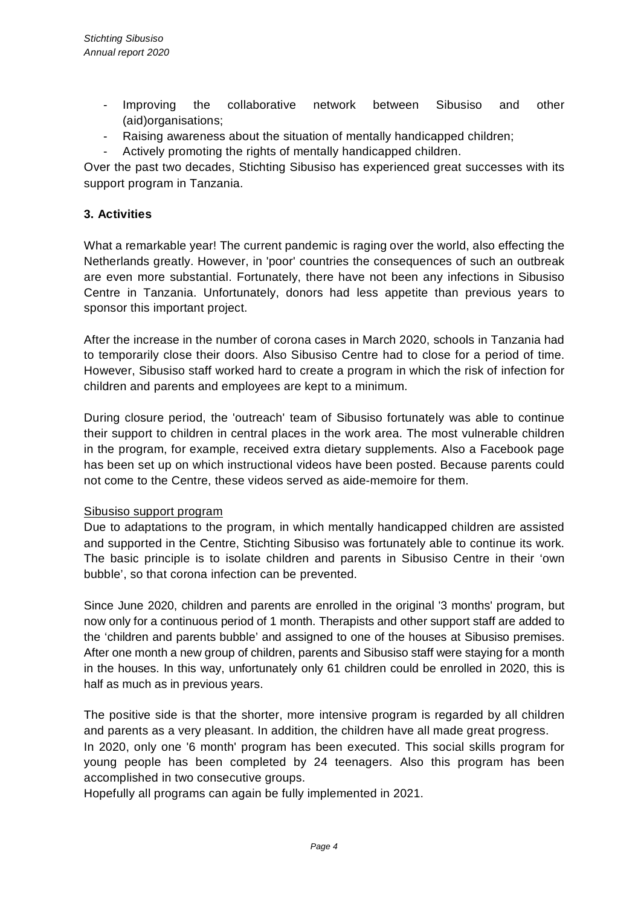- Improving the collaborative network between Sibusiso and other (aid)organisations;
- Raising awareness about the situation of mentally handicapped children;
- Actively promoting the rights of mentally handicapped children.

Over the past two decades, Stichting Sibusiso has experienced great successes with its support program in Tanzania.

## 3. Activities

What a remarkable year! The current pandemic is raging over the world, also effecting the Netherlands greatly. However, in 'poor' countries the consequences of such an outbreak are even more substantial. Fortunately, there have not been any infections in Sibusiso Centre in Tanzania. Unfortunately, donors had less appetite than previous years to sponsor this important project.

After the increase in the number of corona cases in March 2020, schools in Tanzania had to temporarily close their doors. Also Sibusiso Centre had to close for a period of time. However, Sibusiso staff worked hard to create a program in which the risk of infection for children and parents and employees are kept to a minimum.

During closure period, the 'outreach' team of Sibusiso fortunately was able to continue their support to children in central places in the work area. The most vulnerable children in the program, for example, received extra dietary supplements. Also a Facebook page has been set up on which instructional videos have been posted. Because parents could not come to the Centre, these videos served as aide-memoire for them.

### Sibusiso support program

Due to adaptations to the program, in which mentally handicapped children are assisted and supported in the Centre, Stichting Sibusiso was fortunately able to continue its work. The basic principle is to isolate children and parents in Sibusiso Centre in their 'own bubble', so that corona infection can be prevented.

Since June 2020, children and parents are enrolled in the original '3 months' program, but now only for a continuous period of 1 month. Therapists and other support staff are added to the 'children and parents bubble' and assigned to one of the houses at Sibusiso premises. After one month a new group of children, parents and Sibusiso staff were staying for a month in the houses. In this way, unfortunately only 61 children could be enrolled in 2020, this is half as much as in previous years.

The positive side is that the shorter, more intensive program is regarded by all children and parents as a very pleasant. In addition, the children have all made great progress.
In 2020, only one '6 month' program has been executed. This social skills program for young people has been completed by 24 teenagers. Also this program has been accomplished in two consecutive groups.
Hopefully all programs can again be fully implemented in 2021.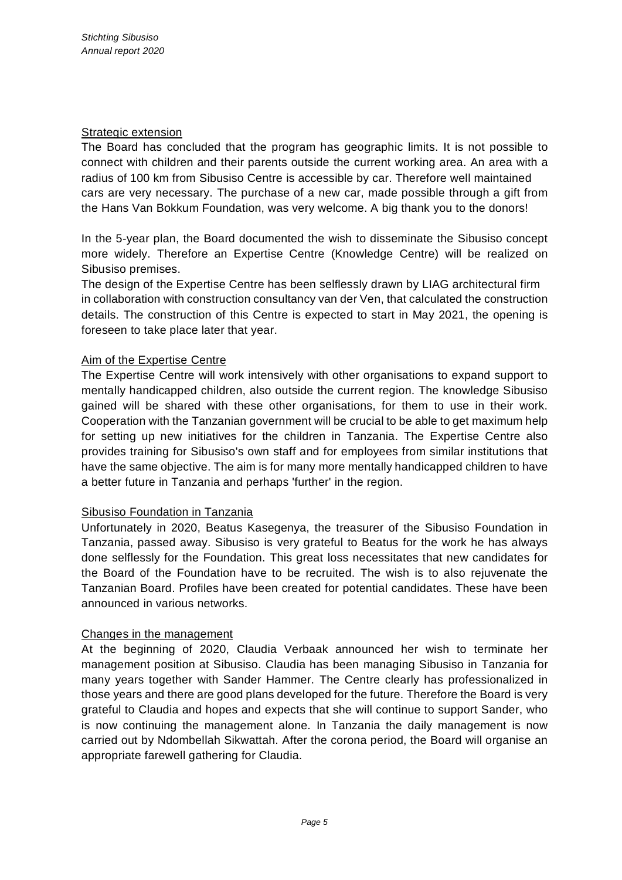### Strategic extension

The Board has concluded that the program has geographic limits. It is not possible to connect with children and their parents outside the current working area. An area with a radius of 100 km from Sibusiso Centre is accessible by car. Therefore well maintained cars are very necessary. The purchase of a new car, made possible through a gift from the Hans Van Bokkum Foundation, was very welcome. A big thank you to the donors!

In the 5-year plan, the Board documented the wish to disseminate the Sibusiso concept more widely. Therefore an Expertise Centre (Knowledge Centre) will be realized on Sibusiso premises.

The design of the Expertise Centre has been selflessly drawn by LIAG architectural firm in collaboration with construction consultancy van der Ven, that calculated the construction details. The construction of this Centre is expected to start in May 2021, the opening is foreseen to take place later that year.

### Aim of the Expertise Centre

The Expertise Centre will work intensively with other organisations to expand support to mentally handicapped children, also outside the current region. The knowledge Sibusiso gained will be shared with these other organisations, for them to use in their work. Cooperation with the Tanzanian government will be crucial to be able to get maximum help for setting up new initiatives for the children in Tanzania. The Expertise Centre also provides training for Sibusiso's own staff and for employees from similar institutions that have the same objective. The aim is for many more mentally handicapped children to have a better future in Tanzania and perhaps 'further' in the region.

### Sibusiso Foundation in Tanzania

Unfortunately in 2020, Beatus Kasegenya, the treasurer of the Sibusiso Foundation in Tanzania, passed away. Sibusiso is very grateful to Beatus for the work he has always done selflessly for the Foundation. This great loss necessitates that new candidates for the Board of the Foundation have to be recruited. The wish is to also rejuvenate the Tanzanian Board. Profiles have been created for potential candidates. These have been announced in various networks.

### Changes in the management

At the beginning of 2020, Claudia Verbaak announced her wish to terminate her management position at Sibusiso. Claudia has been managing Sibusiso in Tanzania for many years together with Sander Hammer. The Centre clearly has professionalized in those years and there are good plans developed for the future. Therefore the Board is very grateful to Claudia and hopes and expects that she will continue to support Sander, who is now continuing the management alone. In Tanzania the daily management is now carried out by Ndombellah Sikwattah. After the corona period, the Board will organise an appropriate farewell gathering for Claudia.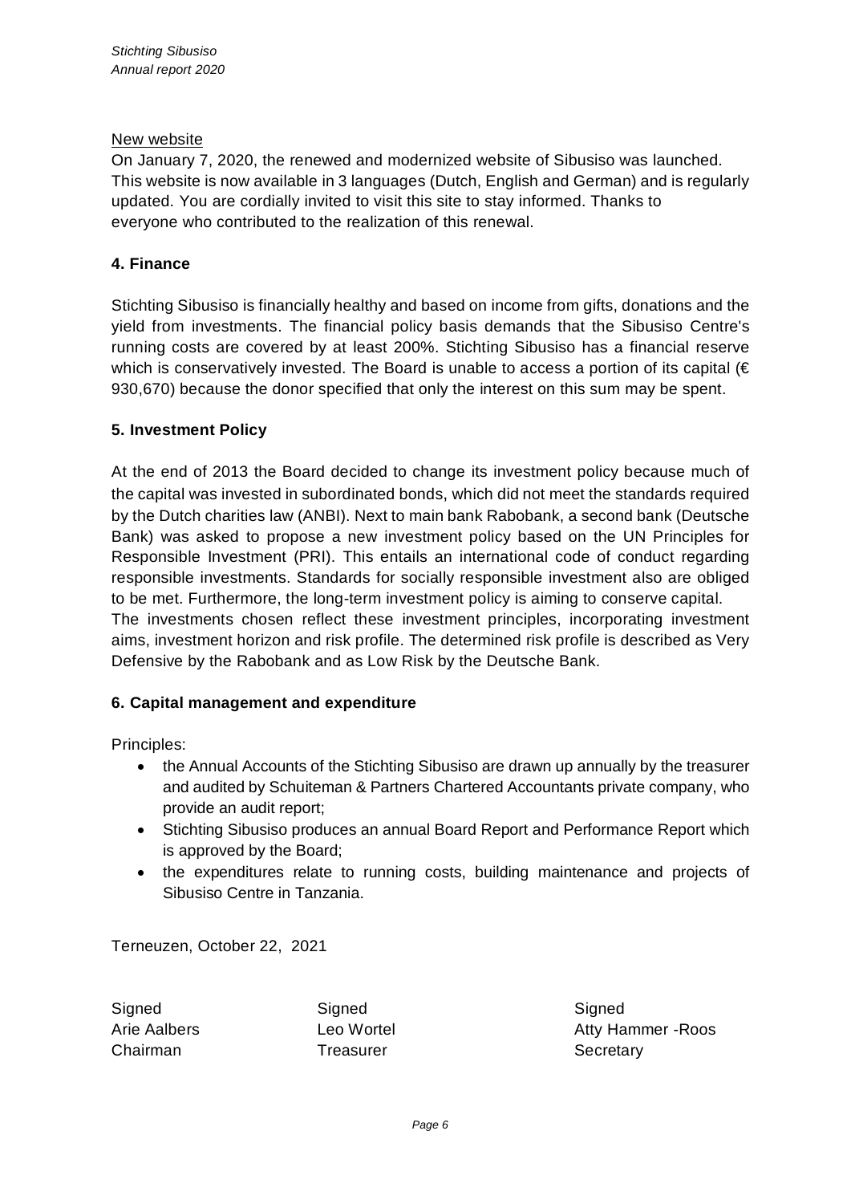New website

On January 7, 2020, the renewed and modernized website of Sibusiso was launched. This website is now available in 3 languages (Dutch, English and German) and is regularly updated. You are cordially invited to visit this site to stay informed. Thanks to everyone who contributed to the realization of this renewal.

## 4. Finance

Stichting Sibusiso is financially healthy and based on income from gifts, donations and the yield from investments. The financial policy basis demands that the Sibusiso Centre's running costs are covered by at least 200%. Stichting Sibusiso has a financial reserve which is conservatively invested. The Board is unable to access a portion of its capital (€ 930,670) because the donor specified that only the interest on this sum may be spent.

## 5. Investment Policy

At the end of 2013 the Board decided to change its investment policy because much of the capital was invested in subordinated bonds, which did not meet the standards required by the Dutch charities law (ANBI). Next to main bank Rabobank, a second bank (Deutsche Bank) was asked to propose a new investment policy based on the UN Principles for Responsible Investment (PRI). This entails an international code of conduct regarding responsible investments. Standards for socially responsible investment also are obliged to be met. Furthermore, the long-term investment policy is aiming to conserve capital. The investments chosen reflect these investment principles, incorporating investment aims, investment horizon and risk profile. The determined risk profile is described as Very Defensive by the Rabobank and as Low Risk by the Deutsche Bank.

## 6. Capital management and expenditure

Principles:

- the Annual Accounts of the Stichting Sibusiso are drawn up annually by the treasurer and audited by Schuiteman & Partners Chartered Accountants private company, who provide an audit report;
- Stichting Sibusiso produces an annual Board Report and Performance Report which is approved by the Board;
- the expenditures relate to running costs, building maintenance and projects of Sibusiso Centre in Tanzania.

Terneuzen, October 22, 2021

| Signed | Signed | Signed |
|---|---|---|
| Arie Aalbers | Leo Wortel | Atty Hammer -Roos |
| Chairman | Treasurer | Secretary |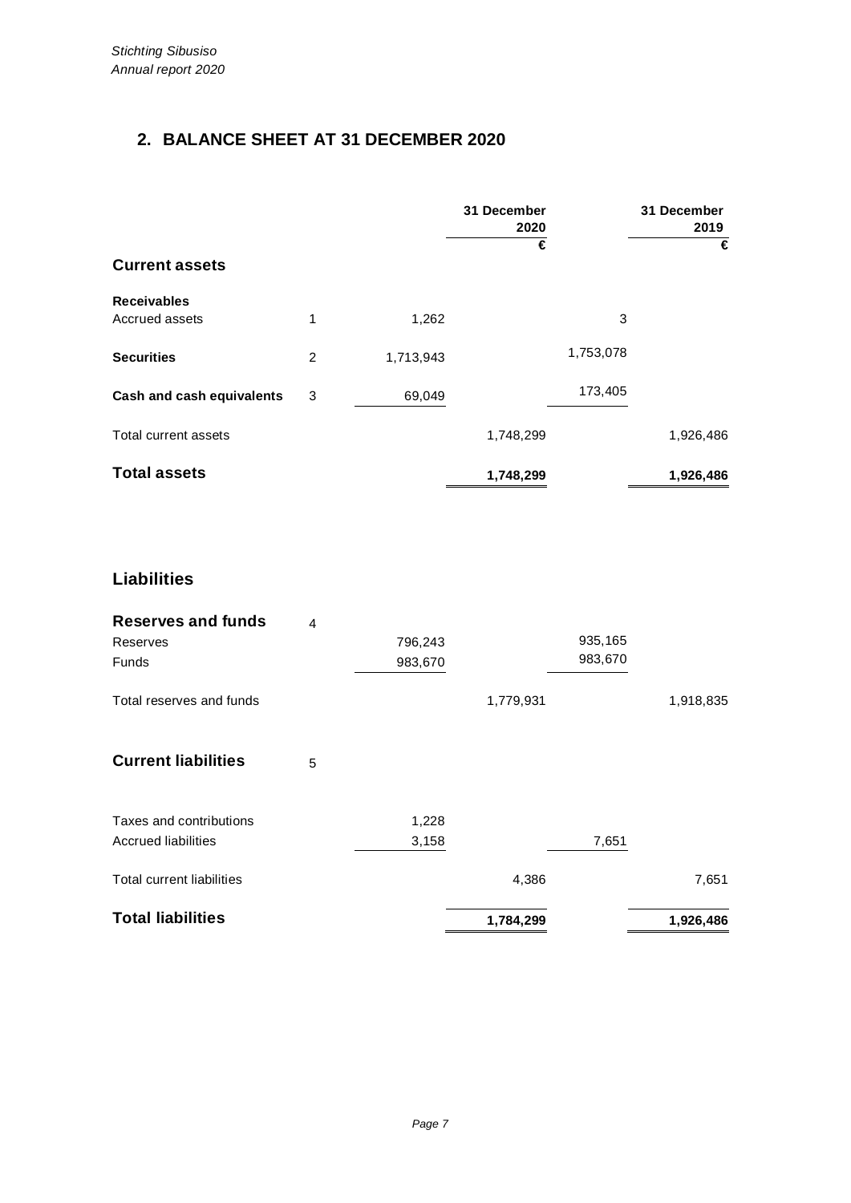## 2. BALANCE SHEET AT 31 DECEMBER 2020

| | Note | | 31 December 2020 | | 31 December 2019 |
|---|---|---|---|---|---|
| | | | € | | € |
| **Current assets** | | | | | |
| **Receivables** | | | | | |
| Accrued assets | 1 | 1,262 | | 3 | |
| **Securities** | 2 | 1,713,943 | | 1,753,078 | |
| **Cash and cash equivalents** | 3 | 69,049 | | 173,405 | |
| Total current assets | | | 1,748,299 | | 1,926,486 |
| **Total assets** | | | **1,748,299** | | **1,926,486** |
| | | | | | |
| **Liabilities** | | | | | |
| **Reserves and funds** | 4 | | | | |
| Reserves | | 796,243 | | 935,165 | |
| Funds | | 983,670 | | 983,670 | |
| Total reserves and funds | | | 1,779,931 | | 1,918,835 |
| **Current liabilities** | 5 | | | | |
| Taxes and contributions | | 1,228 | | | |
| Accrued liabilities | | 3,158 | | 7,651 | |
| Total current liabilities | | | 4,386 | | 7,651 |
| **Total liabilities** | | | **1,784,299** | | **1,926,486** |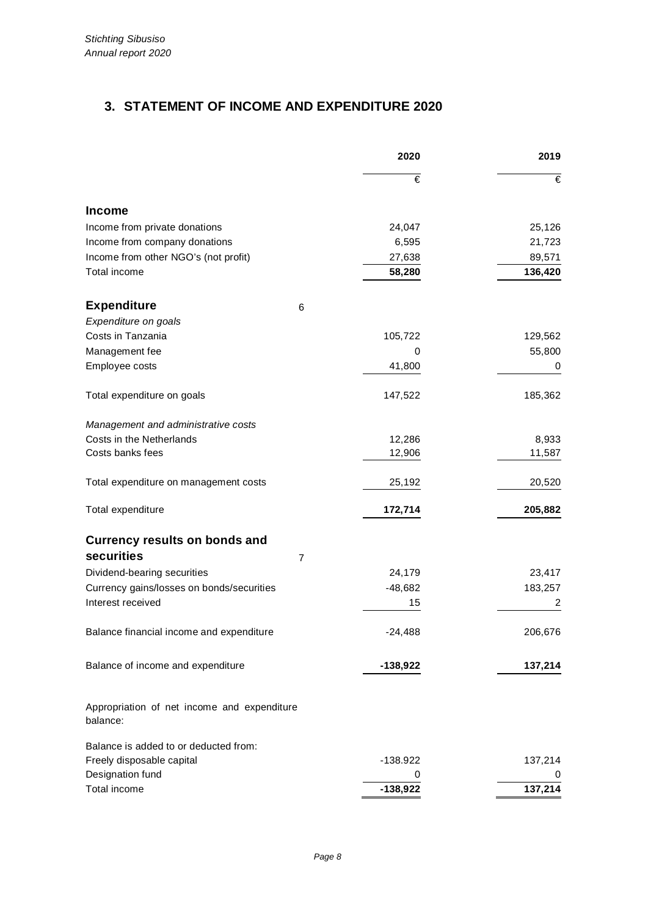## 3. STATEMENT OF INCOME AND EXPENDITURE 2020

| | | 2020 | 2019 |
|---|---|---|---|
| | | € | € |
| **Income** | | | |
| Income from private donations | | 24,047 | 25,126 |
| Income from company donations | | 6,595 | 21,723 |
| Income from other NGO's (not profit) | | 27,638 | 89,571 |
| Total income | | **58,280** | **136,420** |
| **Expenditure** | 6 | | |
| *Expenditure on goals* | | | |
| Costs in Tanzania | | 105,722 | 129,562 |
| Management fee | | 0 | 55,800 |
| Employee costs | | 41,800 | 0 |
| Total expenditure on goals | | 147,522 | 185,362 |
| *Management and administrative costs* | | | |
| Costs in the Netherlands | | 12,286 | 8,933 |
| Costs banks fees | | 12,906 | 11,587 |
| Total expenditure on management costs | | 25,192 | 20,520 |
| Total expenditure | | **172,714** | **205,882** |
| **Currency results on bonds and securities** | 7 | | |
| Dividend-bearing securities | | 24,179 | 23,417 |
| Currency gains/losses on bonds/securities | | -48,682 | 183,257 |
| Interest received | | 15 | 2 |
| Balance financial income and expenditure | | -24,488 | 206,676 |
| Balance of income and expenditure | | **-138,922** | **137,214** |
| Appropriation of net income and expenditure balance: | | | |
| Balance is added to or deducted from: | | | |
| Freely disposable capital | | -138.922 | 137,214 |
| Designation fund | | 0 | 0 |
| Total income | | **-138,922** | **137,214** |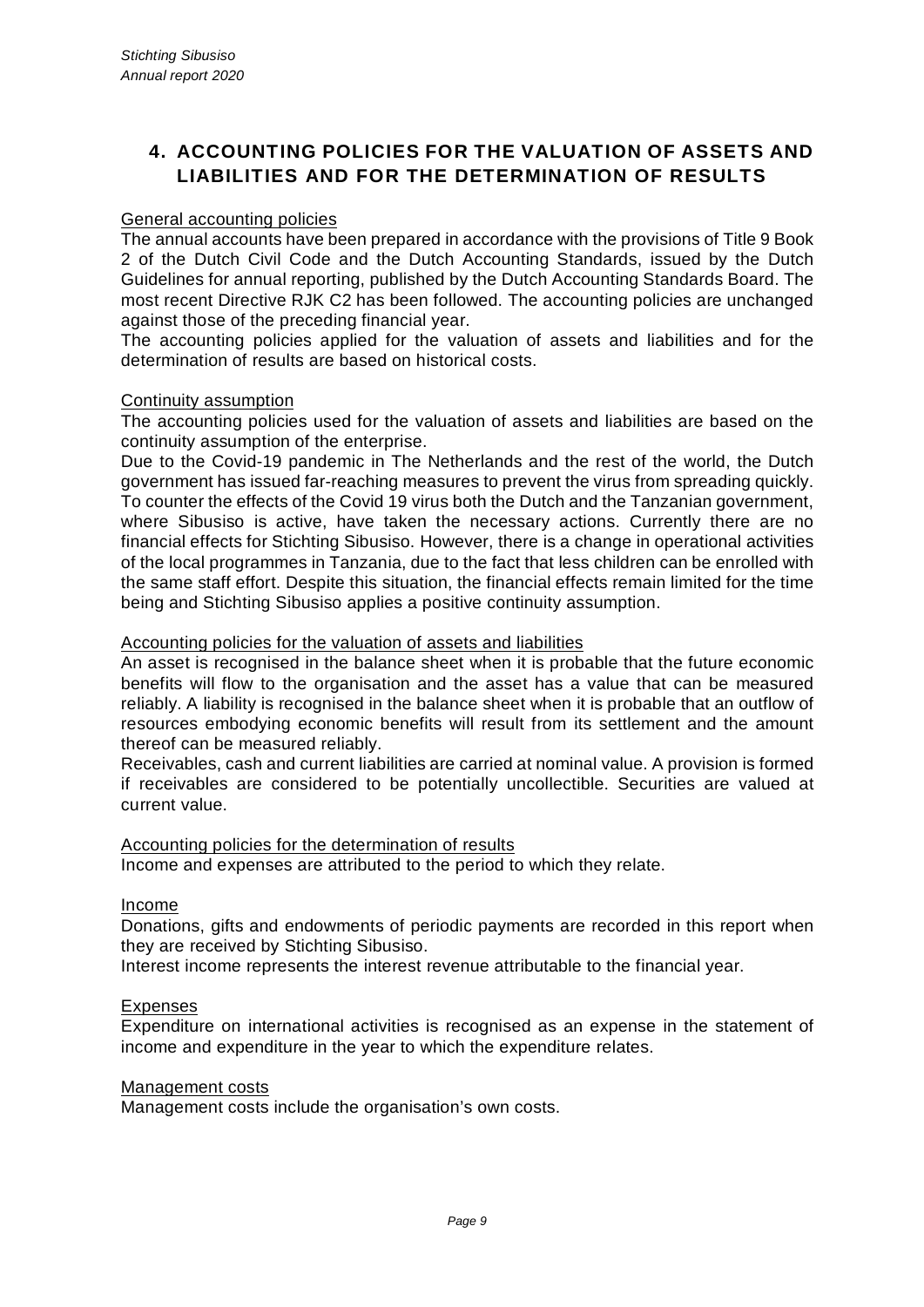## 4. ACCOUNTING POLICIES FOR THE VALUATION OF ASSETS AND LIABILITIES AND FOR THE DETERMINATION OF RESULTS

General accounting policies

The annual accounts have been prepared in accordance with the provisions of Title 9 Book 2 of the Dutch Civil Code and the Dutch Accounting Standards, issued by the Dutch Guidelines for annual reporting, published by the Dutch Accounting Standards Board. The most recent Directive RJK C2 has been followed. The accounting policies are unchanged against those of the preceding financial year.

The accounting policies applied for the valuation of assets and liabilities and for the determination of results are based on historical costs.

Continuity assumption

The accounting policies used for the valuation of assets and liabilities are based on the continuity assumption of the enterprise.

Due to the Covid-19 pandemic in The Netherlands and the rest of the world, the Dutch government has issued far-reaching measures to prevent the virus from spreading quickly. To counter the effects of the Covid 19 virus both the Dutch and the Tanzanian government, where Sibusiso is active, have taken the necessary actions. Currently there are no financial effects for Stichting Sibusiso. However, there is a change in operational activities of the local programmes in Tanzania, due to the fact that less children can be enrolled with the same staff effort. Despite this situation, the financial effects remain limited for the time being and Stichting Sibusiso applies a positive continuity assumption.

Accounting policies for the valuation of assets and liabilities

An asset is recognised in the balance sheet when it is probable that the future economic benefits will flow to the organisation and the asset has a value that can be measured reliably. A liability is recognised in the balance sheet when it is probable that an outflow of resources embodying economic benefits will result from its settlement and the amount thereof can be measured reliably.

Receivables, cash and current liabilities are carried at nominal value. A provision is formed if receivables are considered to be potentially uncollectible. Securities are valued at current value.

Accounting policies for the determination of results

Income and expenses are attributed to the period to which they relate.

Income

Donations, gifts and endowments of periodic payments are recorded in this report when they are received by Stichting Sibusiso.

Interest income represents the interest revenue attributable to the financial year.

Expenses

Expenditure on international activities is recognised as an expense in the statement of income and expenditure in the year to which the expenditure relates.

Management costs

Management costs include the organisation's own costs.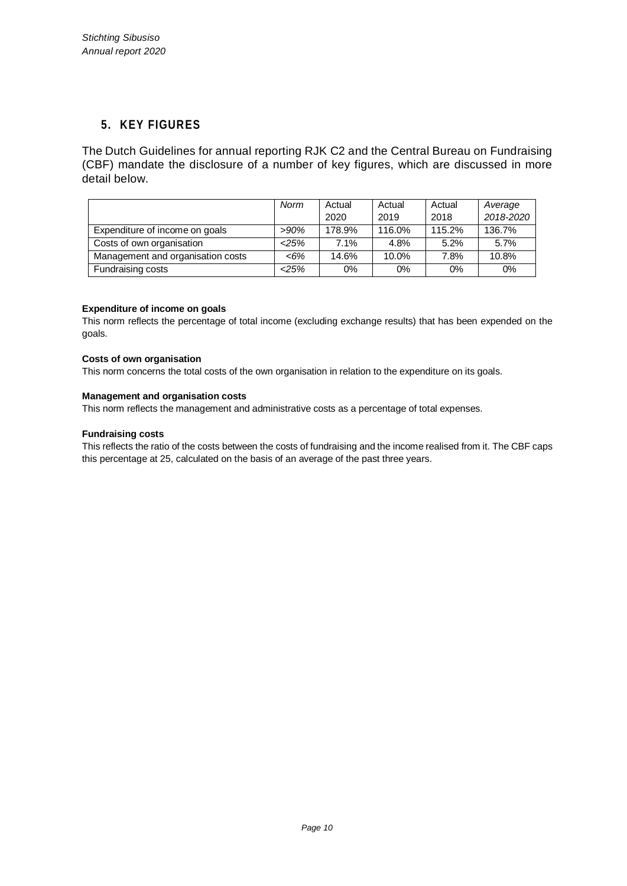## 5. KEY FIGURES

The Dutch Guidelines for annual reporting RJK C2 and the Central Bureau on Fundraising (CBF) mandate the disclosure of a number of key figures, which are discussed in more detail below.

| | *Norm* | Actual 2020 | Actual 2019 | Actual 2018 | *Average 2018-2020* |
|---|---|---|---|---|---|
| Expenditure of income on goals | *>90%* | 178.9% | 116.0% | 115.2% | 136.7% |
| Costs of own organisation | *<25%* | 7.1% | 4.8% | 5.2% | 5.7% |
| Management and organisation costs | *<6%* | 14.6% | 10.0% | 7.8% | 10.8% |
| Fundraising costs | *<25%* | 0% | 0% | 0% | 0% |

**Expenditure of income on goals**
This norm reflects the percentage of total income (excluding exchange results) that has been expended on the goals.

**Costs of own organisation**
This norm concerns the total costs of the own organisation in relation to the expenditure on its goals.

**Management and organisation costs**
This norm reflects the management and administrative costs as a percentage of total expenses.

**Fundraising costs**
This reflects the ratio of the costs between the costs of fundraising and the income realised from it. The CBF caps this percentage at 25, calculated on the basis of an average of the past three years.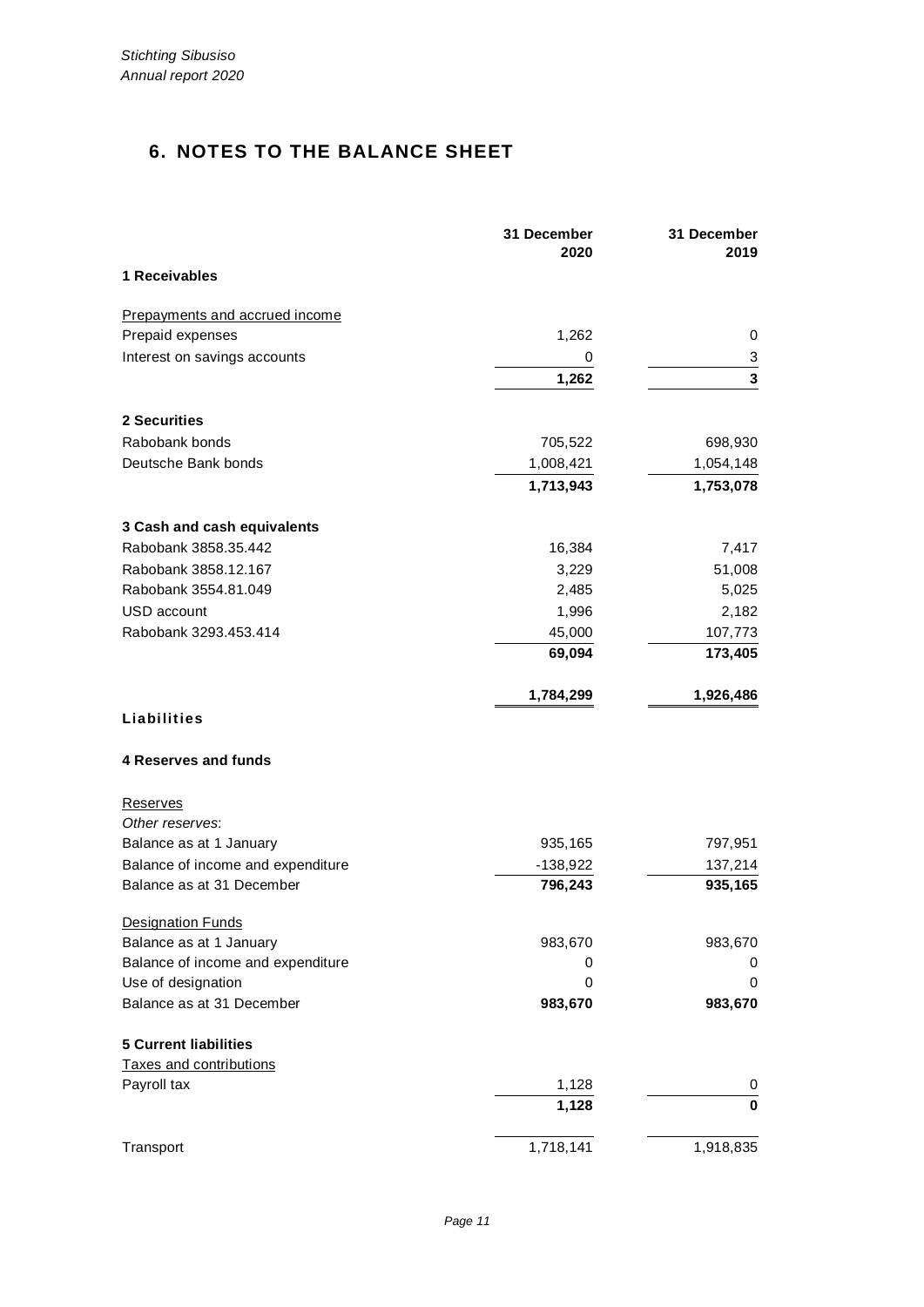# 6. NOTES TO THE BALANCE SHEET

| | 31 December 2020 | 31 December 2019 |
|---|---|---|
| **1 Receivables** | | |
| Prepayments and accrued income | | |
| Prepaid expenses | 1,262 | 0 |
| Interest on savings accounts | 0 | 3 |
| | **1,262** | **3** |
| **2 Securities** | | |
| Rabobank bonds | 705,522 | 698,930 |
| Deutsche Bank bonds | 1,008,421 | 1,054,148 |
| | **1,713,943** | **1,753,078** |
| **3 Cash and cash equivalents** | | |
| Rabobank 3858.35.442 | 16,384 | 7,417 |
| Rabobank 3858.12.167 | 3,229 | 51,008 |
| Rabobank 3554.81.049 | 2,485 | 5,025 |
| USD account | 1,996 | 2,182 |
| Rabobank 3293.453.414 | 45,000 | 107,773 |
| | **69,094** | **173,405** |
| | **1,784,299** | **1,926,486** |

**Liabilities**

| | 31 December 2020 | 31 December 2019 |
|---|---|---|
| **4 Reserves and funds** | | |
| Reserves | | |
| *Other reserves*: | | |
| Balance as at 1 January | 935,165 | 797,951 |
| Balance of income and expenditure | -138,922 | 137,214 |
| Balance as at 31 December | **796,243** | **935,165** |
| Designation Funds | | |
| Balance as at 1 January | 983,670 | 983,670 |
| Balance of income and expenditure | 0 | 0 |
| Use of designation | 0 | 0 |
| Balance as at 31 December | **983,670** | **983,670** |
| **5 Current liabilities** | | |
| Taxes and contributions | | |
| Payroll tax | 1,128 | 0 |
| | **1,128** | **0** |
| Transport | 1,718,141 | 1,918,835 |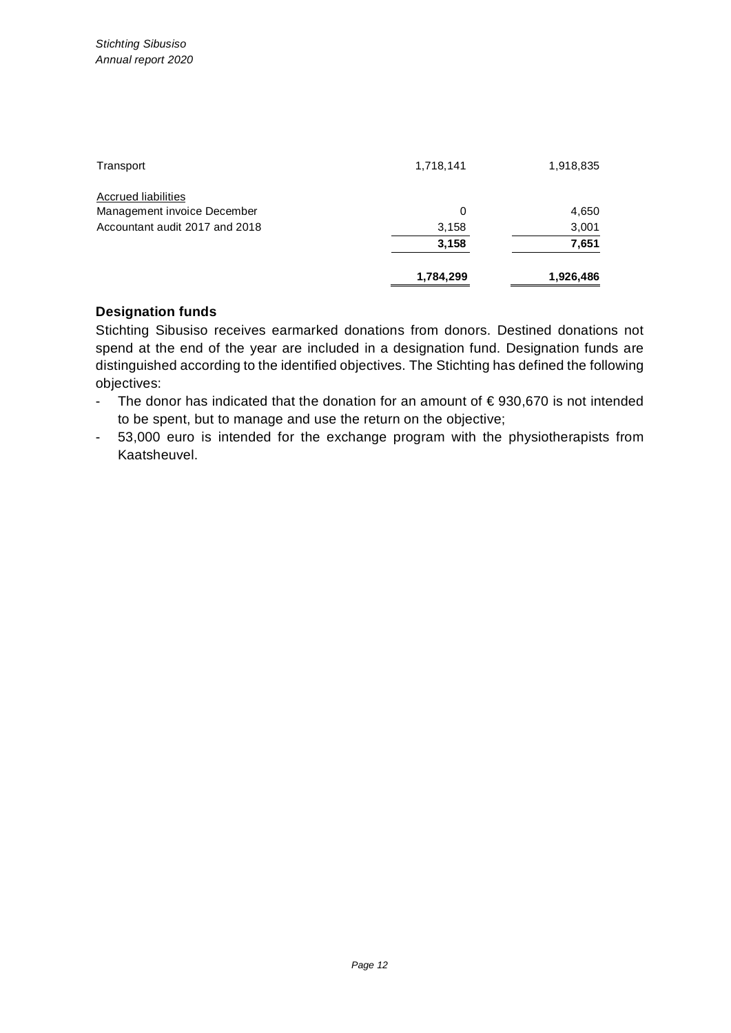| | | |
|---|---|---|
| Transport | 1,718,141 | 1,918,835 |
| Accrued liabilities | | |
| Management invoice December | 0 | 4,650 |
| Accountant audit 2017 and 2018 | 3,158 | 3,001 |
| | **3,158** | **7,651** |
| | **1,784,299** | **1,926,486** |

**Designation funds**

Stichting Sibusiso receives earmarked donations from donors. Destined donations not spend at the end of the year are included in a designation fund. Designation funds are distinguished according to the identified objectives. The Stichting has defined the following objectives:

- The donor has indicated that the donation for an amount of € 930,670 is not intended to be spent, but to manage and use the return on the objective;
- 53,000 euro is intended for the exchange program with the physiotherapists from Kaatsheuvel.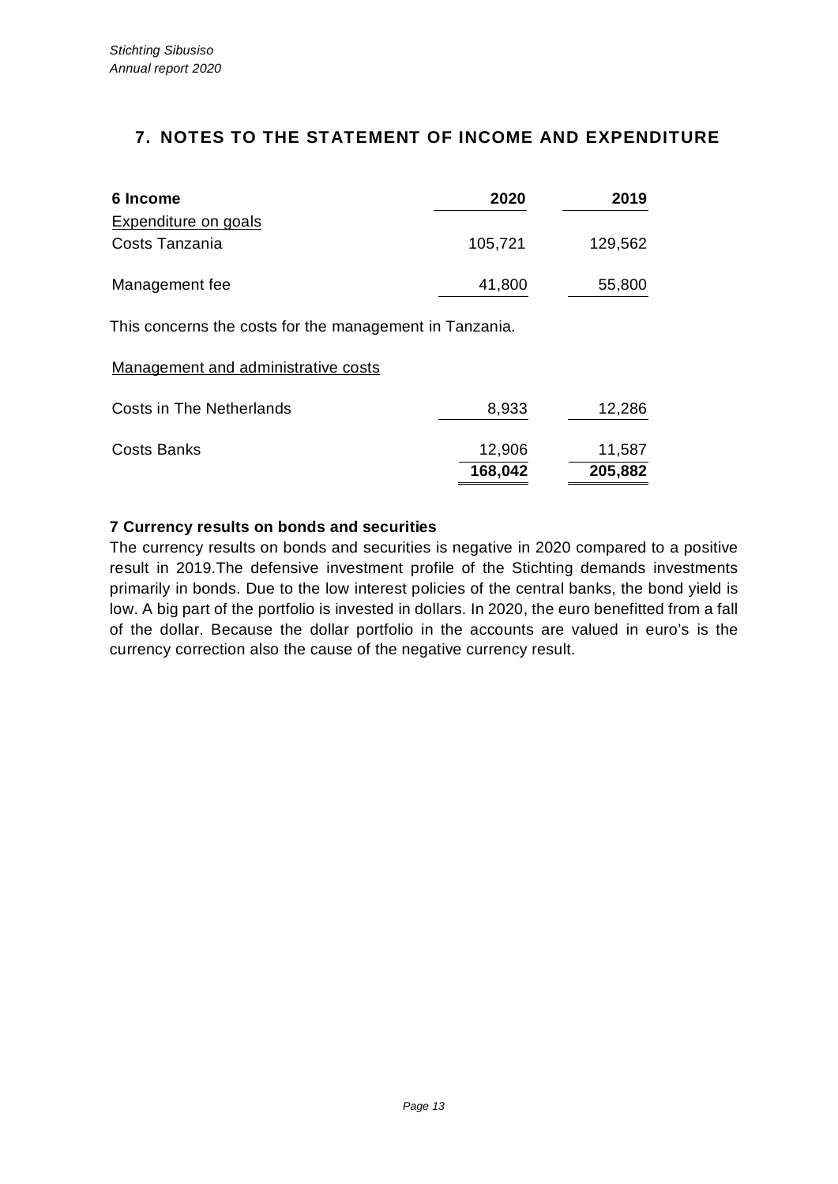## 7. NOTES TO THE STATEMENT OF INCOME AND EXPENDITURE

| 6 Income | 2020 | 2019 |
|---|---|---|
| Expenditure on goals | | |
| Costs Tanzania | 105,721 | 129,562 |
| Management fee | 41,800 | 55,800 |
| This concerns the costs for the management in Tanzania. | | |
| Management and administrative costs | | |
| Costs in The Netherlands | 8,933 | 12,286 |
| Costs Banks | 12,906 | 11,587 |
| | **168,042** | **205,882** |

**7 Currency results on bonds and securities**

The currency results on bonds and securities is negative in 2020 compared to a positive result in 2019.The defensive investment profile of the Stichting demands investments primarily in bonds. Due to the low interest policies of the central banks, the bond yield is low. A big part of the portfolio is invested in dollars. In 2020, the euro benefitted from a fall of the dollar. Because the dollar portfolio in the accounts are valued in euro's is the currency correction also the cause of the negative currency result.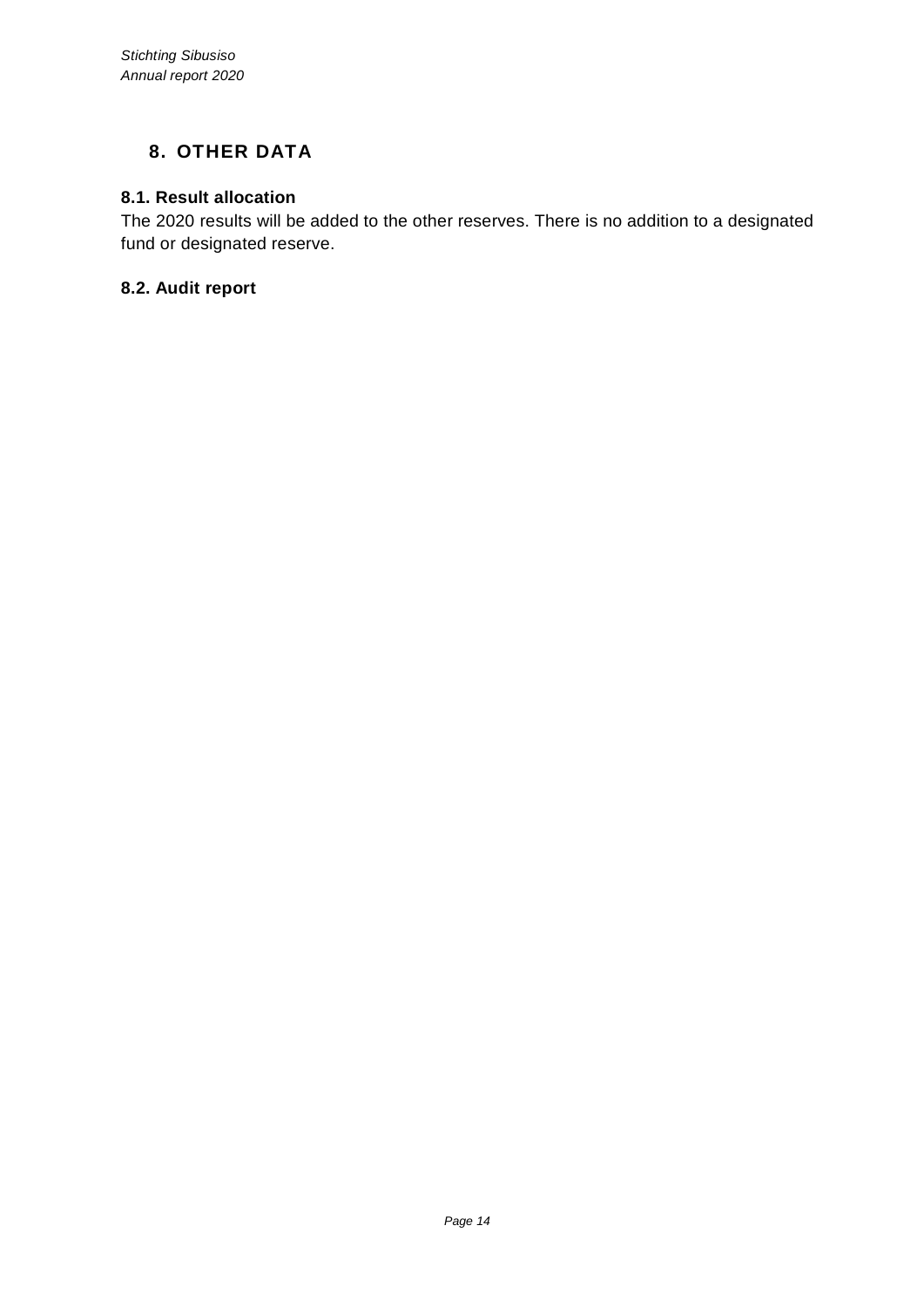# 8. OTHER DATA

## 8.1. Result allocation

The 2020 results will be added to the other reserves. There is no addition to a designated fund or designated reserve.

## 8.2. Audit report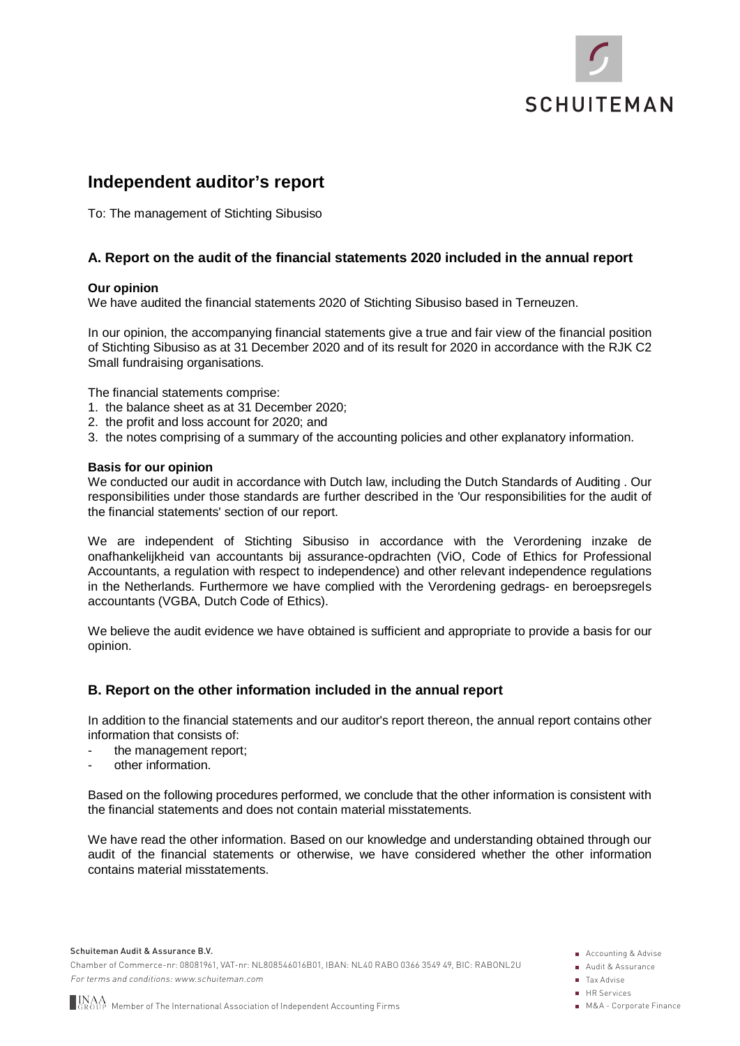# Independent auditor's report

To: The management of Stichting Sibusiso

## A. Report on the audit of the financial statements 2020 included in the annual report

**Our opinion**

We have audited the financial statements 2020 of Stichting Sibusiso based in Terneuzen.

In our opinion, the accompanying financial statements give a true and fair view of the financial position of Stichting Sibusiso as at 31 December 2020 and of its result for 2020 in accordance with the RJK C2 Small fundraising organisations.

The financial statements comprise:

1. the balance sheet as at 31 December 2020;
2. the profit and loss account for 2020; and
3. the notes comprising of a summary of the accounting policies and other explanatory information.

**Basis for our opinion**

We conducted our audit in accordance with Dutch law, including the Dutch Standards of Auditing . Our responsibilities under those standards are further described in the 'Our responsibilities for the audit of the financial statements' section of our report.

We are independent of Stichting Sibusiso in accordance with the Verordening inzake de onafhankelijkheid van accountants bij assurance-opdrachten (ViO, Code of Ethics for Professional Accountants, a regulation with respect to independence) and other relevant independence regulations in the Netherlands. Furthermore we have complied with the Verordening gedrags- en beroepsregels accountants (VGBA, Dutch Code of Ethics).

We believe the audit evidence we have obtained is sufficient and appropriate to provide a basis for our opinion.

## B. Report on the other information included in the annual report

In addition to the financial statements and our auditor's report thereon, the annual report contains other information that consists of:

- the management report;
- other information.

Based on the following procedures performed, we conclude that the other information is consistent with the financial statements and does not contain material misstatements.

We have read the other information. Based on our knowledge and understanding obtained through our audit of the financial statements or otherwise, we have considered whether the other information contains material misstatements.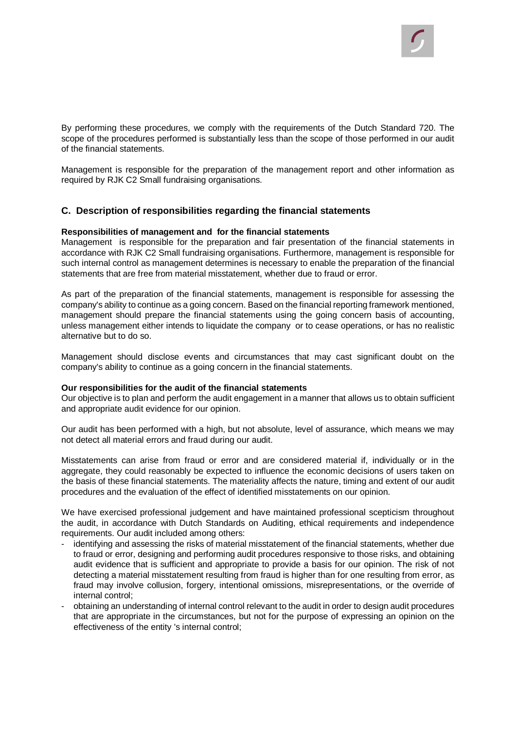By performing these procedures, we comply with the requirements of the Dutch Standard 720. The scope of the procedures performed is substantially less than the scope of those performed in our audit of the financial statements.

Management is responsible for the preparation of the management report and other information as required by RJK C2 Small fundraising organisations.

## C. Description of responsibilities regarding the financial statements

**Responsibilities of management and  for the financial statements**

Management  is responsible for the preparation and fair presentation of the financial statements in accordance with RJK C2 Small fundraising organisations. Furthermore, management is responsible for such internal control as management determines is necessary to enable the preparation of the financial statements that are free from material misstatement, whether due to fraud or error.

As part of the preparation of the financial statements, management is responsible for assessing the company's ability to continue as a going concern. Based on the financial reporting framework mentioned, management should prepare the financial statements using the going concern basis of accounting, unless management either intends to liquidate the company  or to cease operations, or has no realistic alternative but to do so.

Management should disclose events and circumstances that may cast significant doubt on the company's ability to continue as a going concern in the financial statements.

**Our responsibilities for the audit of the financial statements**

Our objective is to plan and perform the audit engagement in a manner that allows us to obtain sufficient and appropriate audit evidence for our opinion.

Our audit has been performed with a high, but not absolute, level of assurance, which means we may not detect all material errors and fraud during our audit.

Misstatements can arise from fraud or error and are considered material if, individually or in the aggregate, they could reasonably be expected to influence the economic decisions of users taken on the basis of these financial statements. The materiality affects the nature, timing and extent of our audit procedures and the evaluation of the effect of identified misstatements on our opinion.

We have exercised professional judgement and have maintained professional scepticism throughout the audit, in accordance with Dutch Standards on Auditing, ethical requirements and independence requirements. Our audit included among others:

- identifying and assessing the risks of material misstatement of the financial statements, whether due to fraud or error, designing and performing audit procedures responsive to those risks, and obtaining audit evidence that is sufficient and appropriate to provide a basis for our opinion. The risk of not detecting a material misstatement resulting from fraud is higher than for one resulting from error, as fraud may involve collusion, forgery, intentional omissions, misrepresentations, or the override of internal control;
- obtaining an understanding of internal control relevant to the audit in order to design audit procedures that are appropriate in the circumstances, but not for the purpose of expressing an opinion on the effectiveness of the entity 's internal control;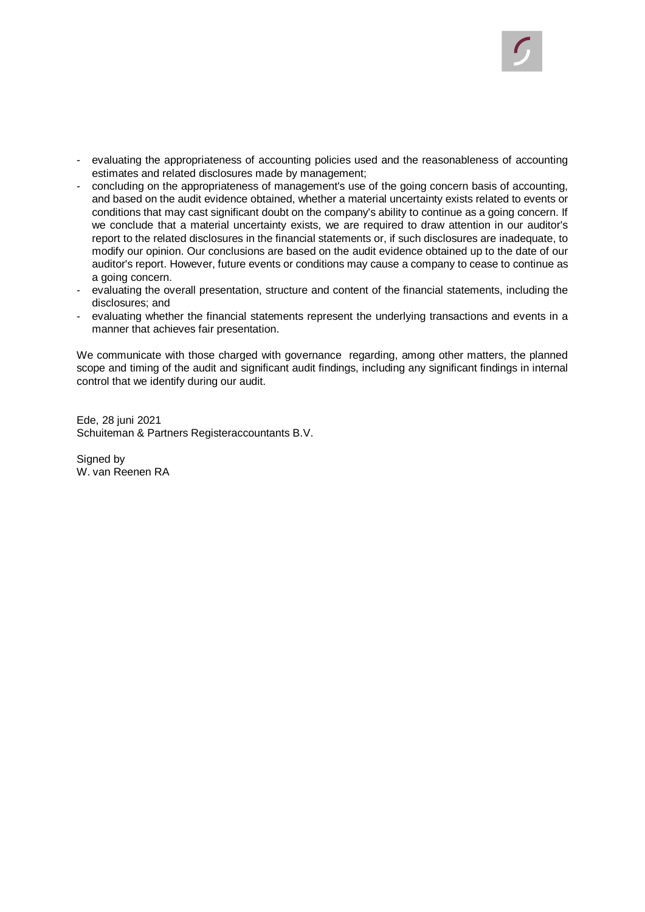- evaluating the appropriateness of accounting policies used and the reasonableness of accounting estimates and related disclosures made by management;
- concluding on the appropriateness of management's use of the going concern basis of accounting, and based on the audit evidence obtained, whether a material uncertainty exists related to events or conditions that may cast significant doubt on the company's ability to continue as a going concern. If we conclude that a material uncertainty exists, we are required to draw attention in our auditor's report to the related disclosures in the financial statements or, if such disclosures are inadequate, to modify our opinion. Our conclusions are based on the audit evidence obtained up to the date of our auditor's report. However, future events or conditions may cause a company to cease to continue as a going concern.
- evaluating the overall presentation, structure and content of the financial statements, including the disclosures; and
- evaluating whether the financial statements represent the underlying transactions and events in a manner that achieves fair presentation.

We communicate with those charged with governance regarding, among other matters, the planned scope and timing of the audit and significant audit findings, including any significant findings in internal control that we identify during our audit.

Ede, 28 juni 2021
Schuiteman & Partners Registeraccountants B.V.

Signed by
W. van Reenen RA